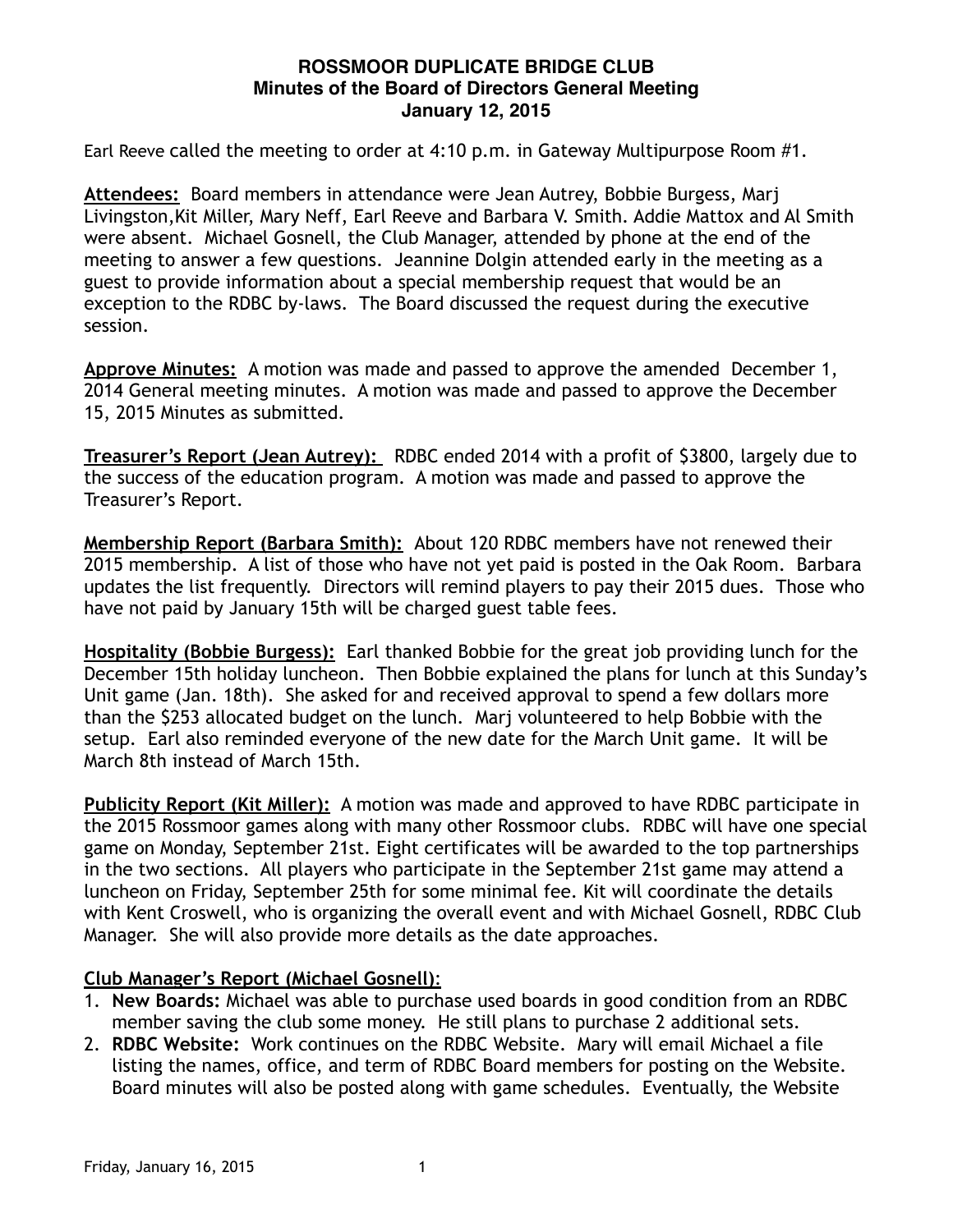**ROSSMOOR DUPLICATE BRIDGE CLUB**
**Minutes of the Board of Directors General Meeting**
**January 12, 2015**

Earl Reeve called the meeting to order at 4:10 p.m. in Gateway Multipurpose Room #1.

**Attendees:** Board members in attendance were Jean Autrey, Bobbie Burgess, Marj Livingston,Kit Miller, Mary Neff, Earl Reeve and Barbara V. Smith. Addie Mattox and Al Smith were absent. Michael Gosnell, the Club Manager, attended by phone at the end of the meeting to answer a few questions. Jeannine Dolgin attended early in the meeting as a guest to provide information about a special membership request that would be an exception to the RDBC by-laws. The Board discussed the request during the executive session.

**Approve Minutes:** A motion was made and passed to approve the amended December 1, 2014 General meeting minutes. A motion was made and passed to approve the December 15, 2015 Minutes as submitted.

**Treasurer's Report (Jean Autrey):** RDBC ended 2014 with a profit of $3800, largely due to the success of the education program. A motion was made and passed to approve the Treasurer's Report.

**Membership Report (Barbara Smith):** About 120 RDBC members have not renewed their 2015 membership. A list of those who have not yet paid is posted in the Oak Room. Barbara updates the list frequently. Directors will remind players to pay their 2015 dues. Those who have not paid by January 15th will be charged guest table fees.

**Hospitality (Bobbie Burgess):** Earl thanked Bobbie for the great job providing lunch for the December 15th holiday luncheon. Then Bobbie explained the plans for lunch at this Sunday's Unit game (Jan. 18th). She asked for and received approval to spend a few dollars more than the $253 allocated budget on the lunch. Marj volunteered to help Bobbie with the setup. Earl also reminded everyone of the new date for the March Unit game. It will be March 8th instead of March 15th.

**Publicity Report (Kit Miller):** A motion was made and approved to have RDBC participate in the 2015 Rossmoor games along with many other Rossmoor clubs. RDBC will have one special game on Monday, September 21st. Eight certificates will be awarded to the top partnerships in the two sections. All players who participate in the September 21st game may attend a luncheon on Friday, September 25th for some minimal fee. Kit will coordinate the details with Kent Croswell, who is organizing the overall event and with Michael Gosnell, RDBC Club Manager. She will also provide more details as the date approaches.

**Club Manager's Report (Michael Gosnell):**

1. **New Boards:** Michael was able to purchase used boards in good condition from an RDBC member saving the club some money. He still plans to purchase 2 additional sets.
2. **RDBC Website:** Work continues on the RDBC Website. Mary will email Michael a file listing the names, office, and term of RDBC Board members for posting on the Website. Board minutes will also be posted along with game schedules. Eventually, the Website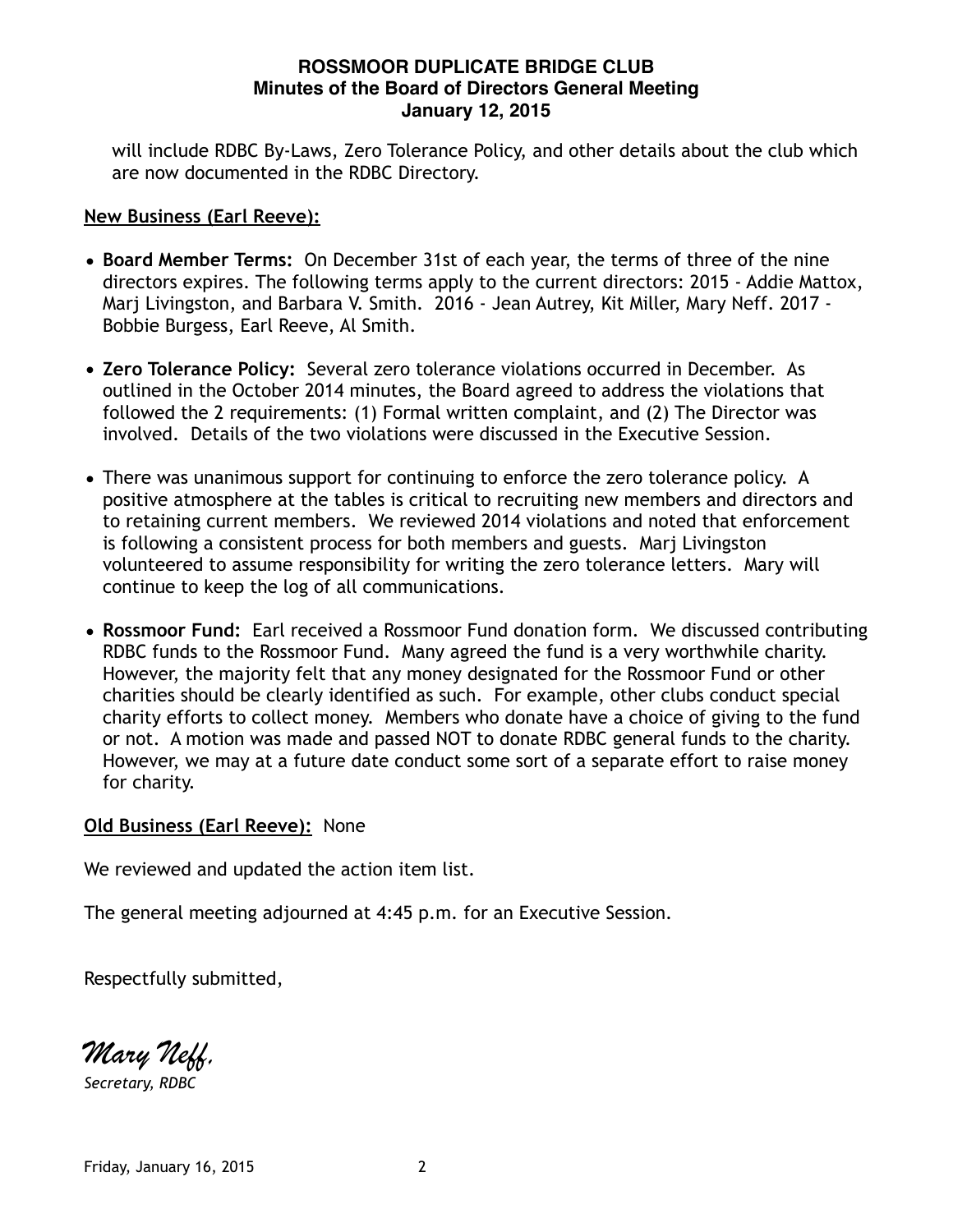will include RDBC By-Laws, Zero Tolerance Policy, and other details about the club which are now documented in the RDBC Directory.

**New Business (Earl Reeve):**

- **Board Member Terms:** On December 31st of each year, the terms of three of the nine directors expires. The following terms apply to the current directors: 2015 - Addie Mattox, Marj Livingston, and Barbara V. Smith. 2016 - Jean Autrey, Kit Miller, Mary Neff. 2017 - Bobbie Burgess, Earl Reeve, Al Smith.

- **Zero Tolerance Policy:** Several zero tolerance violations occurred in December. As outlined in the October 2014 minutes, the Board agreed to address the violations that followed the 2 requirements: (1) Formal written complaint, and (2) The Director was involved. Details of the two violations were discussed in the Executive Session.

- There was unanimous support for continuing to enforce the zero tolerance policy. A positive atmosphere at the tables is critical to recruiting new members and directors and to retaining current members. We reviewed 2014 violations and noted that enforcement is following a consistent process for both members and guests. Marj Livingston volunteered to assume responsibility for writing the zero tolerance letters. Mary will continue to keep the log of all communications.

- **Rossmoor Fund:** Earl received a Rossmoor Fund donation form. We discussed contributing RDBC funds to the Rossmoor Fund. Many agreed the fund is a very worthwhile charity. However, the majority felt that any money designated for the Rossmoor Fund or other charities should be clearly identified as such. For example, other clubs conduct special charity efforts to collect money. Members who donate have a choice of giving to the fund or not. A motion was made and passed NOT to donate RDBC general funds to the charity. However, we may at a future date conduct some sort of a separate effort to raise money for charity.

**Old Business (Earl Reeve):** None

We reviewed and updated the action item list.

The general meeting adjourned at 4:45 p.m. for an Executive Session.

Respectfully submitted,

*Mary Neff,*
*Secretary, RDBC*

Friday, January 16, 2015